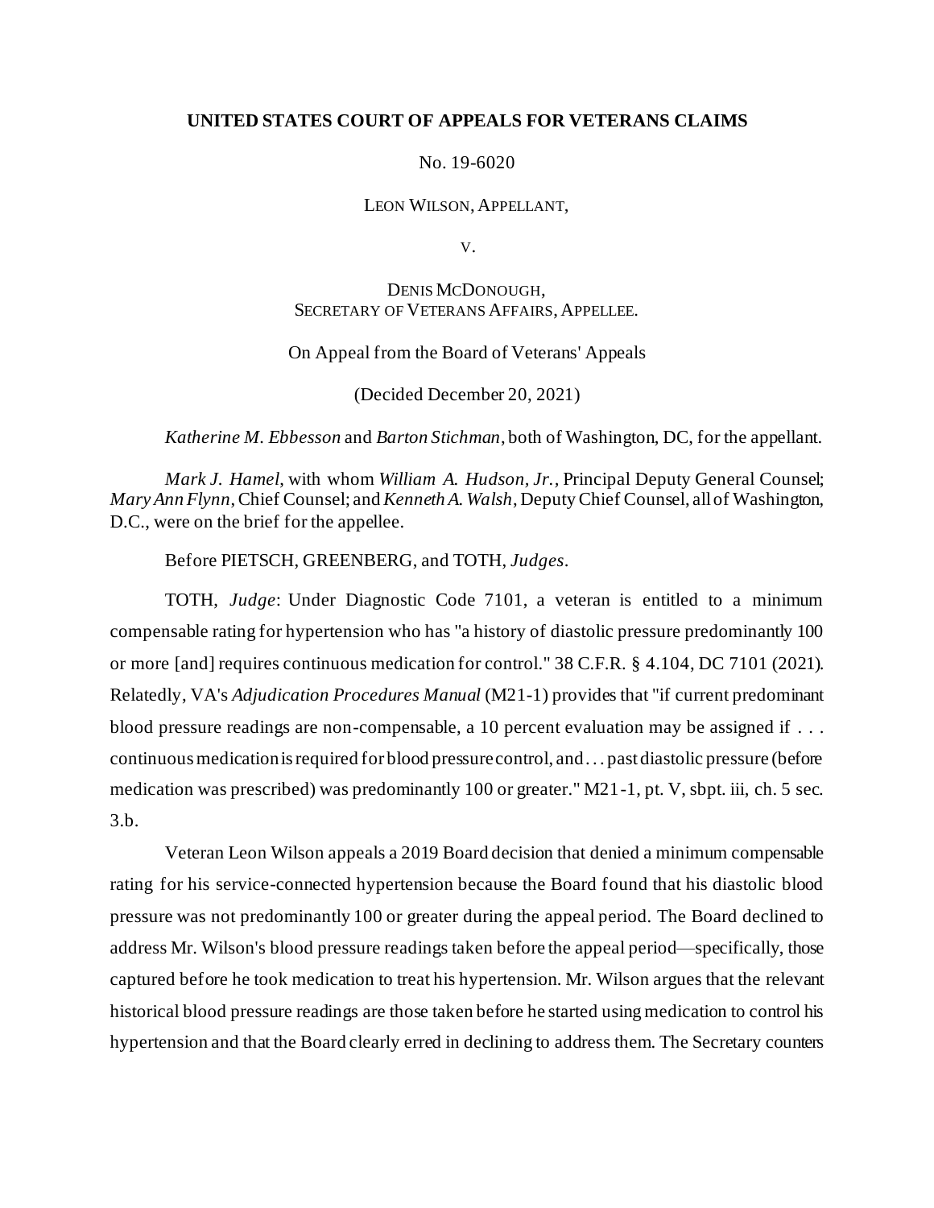**UNITED STATES COURT OF APPEALS FOR VETERANS CLAIMS**

No. 19-6020

LEON WILSON, APPELLANT,

V.

DENIS MCDONOUGH,
SECRETARY OF VETERANS AFFAIRS, APPELLEE.

On Appeal from the Board of Veterans' Appeals

(Decided December 20, 2021)

*Katherine M. Ebbesson* and *Barton Stichman*, both of Washington, DC, for the appellant.

*Mark J. Hamel*, with whom *William A. Hudson, Jr.*, Principal Deputy General Counsel; *Mary Ann Flynn*, Chief Counsel; and *Kenneth A. Walsh*, Deputy Chief Counsel, all of Washington, D.C., were on the brief for the appellee.

Before PIETSCH, GREENBERG, and TOTH, *Judges*.

TOTH, *Judge*: Under Diagnostic Code 7101, a veteran is entitled to a minimum compensable rating for hypertension who has "a history of diastolic pressure predominantly 100 or more [and] requires continuous medication for control." 38 C.F.R. § 4.104, DC 7101 (2021). Relatedly, VA's *Adjudication Procedures Manual* (M21-1) provides that "if current predominant blood pressure readings are non-compensable, a 10 percent evaluation may be assigned if . . . continuous medication is required for blood pressure control, and . . . past diastolic pressure (before medication was prescribed) was predominantly 100 or greater." M21-1, pt. V, sbpt. iii, ch. 5 sec. 3.b.

Veteran Leon Wilson appeals a 2019 Board decision that denied a minimum compensable rating for his service-connected hypertension because the Board found that his diastolic blood pressure was not predominantly 100 or greater during the appeal period. The Board declined to address Mr. Wilson's blood pressure readings taken before the appeal period—specifically, those captured before he took medication to treat his hypertension. Mr. Wilson argues that the relevant historical blood pressure readings are those taken before he started using medication to control his hypertension and that the Board clearly erred in declining to address them. The Secretary counters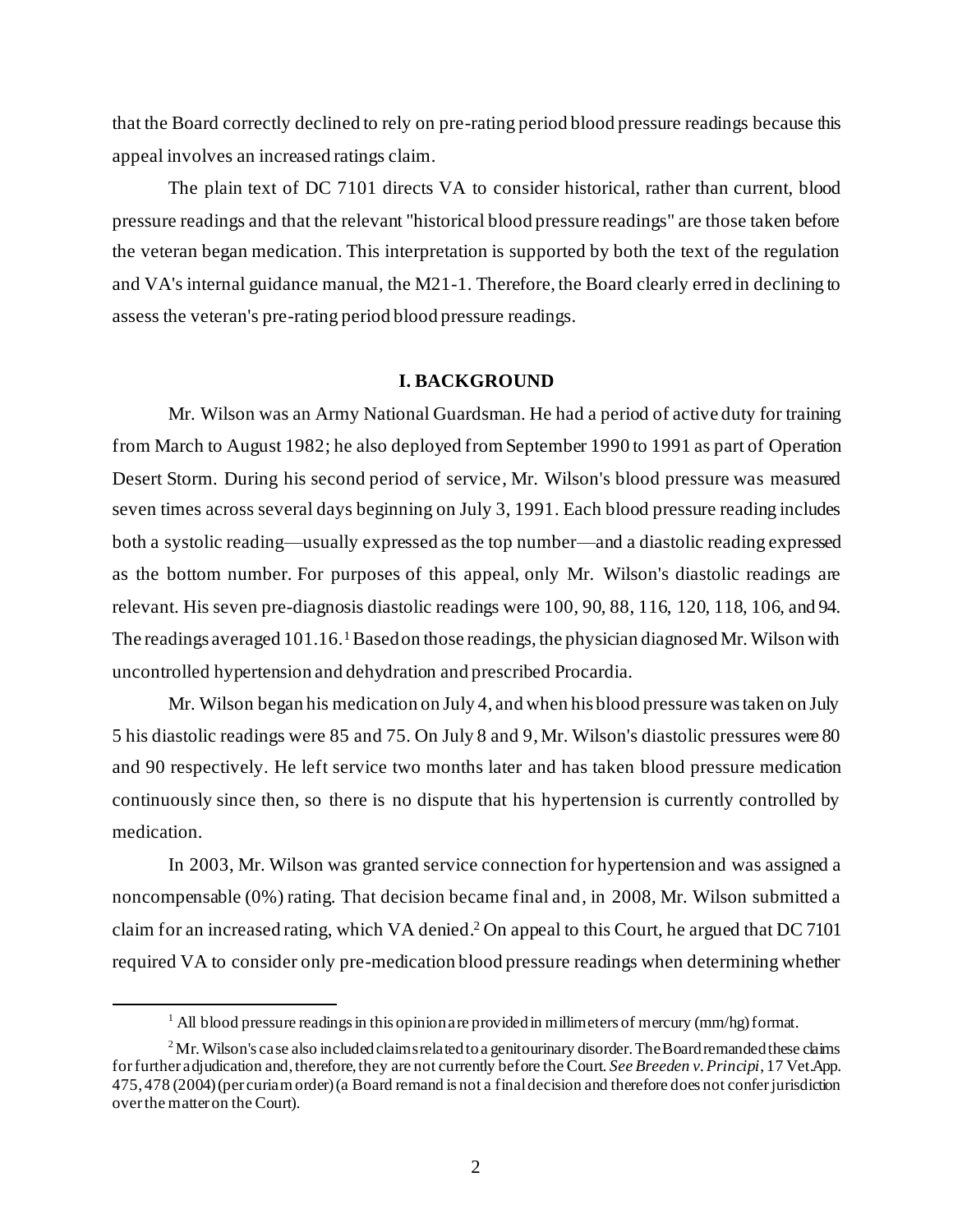that the Board correctly declined to rely on pre-rating period blood pressure readings because this appeal involves an increased ratings claim.

The plain text of DC 7101 directs VA to consider historical, rather than current, blood pressure readings and that the relevant "historical blood pressure readings" are those taken before the veteran began medication. This interpretation is supported by both the text of the regulation and VA's internal guidance manual, the M21-1. Therefore, the Board clearly erred in declining to assess the veteran's pre-rating period blood pressure readings.

## I. BACKGROUND

Mr. Wilson was an Army National Guardsman. He had a period of active duty for training from March to August 1982; he also deployed from September 1990 to 1991 as part of Operation Desert Storm. During his second period of service, Mr. Wilson's blood pressure was measured seven times across several days beginning on July 3, 1991. Each blood pressure reading includes both a systolic reading—usually expressed as the top number—and a diastolic reading expressed as the bottom number. For purposes of this appeal, only Mr. Wilson's diastolic readings are relevant. His seven pre-diagnosis diastolic readings were 100, 90, 88, 116, 120, 118, 106, and 94. The readings averaged 101.16.[1] Based on those readings, the physician diagnosed Mr. Wilson with uncontrolled hypertension and dehydration and prescribed Procardia.

Mr. Wilson began his medication on July 4, and when his blood pressure was taken on July 5 his diastolic readings were 85 and 75. On July 8 and 9, Mr. Wilson's diastolic pressures were 80 and 90 respectively. He left service two months later and has taken blood pressure medication continuously since then, so there is no dispute that his hypertension is currently controlled by medication.

In 2003, Mr. Wilson was granted service connection for hypertension and was assigned a noncompensable (0%) rating. That decision became final and, in 2008, Mr. Wilson submitted a claim for an increased rating, which VA denied.[2] On appeal to this Court, he argued that DC 7101 required VA to consider only pre-medication blood pressure readings when determining whether

---

[1] All blood pressure readings in this opinion are provided in millimeters of mercury (mm/hg) format.

[2] Mr. Wilson's case also included claims related to a genitourinary disorder. The Board remanded these claims for further adjudication and, therefore, they are not currently before the Court. *See Breeden v. Principi*, 17 Vet.App. 475, 478 (2004) (per curiam order) (a Board remand is not a final decision and therefore does not confer jurisdiction over the matter on the Court).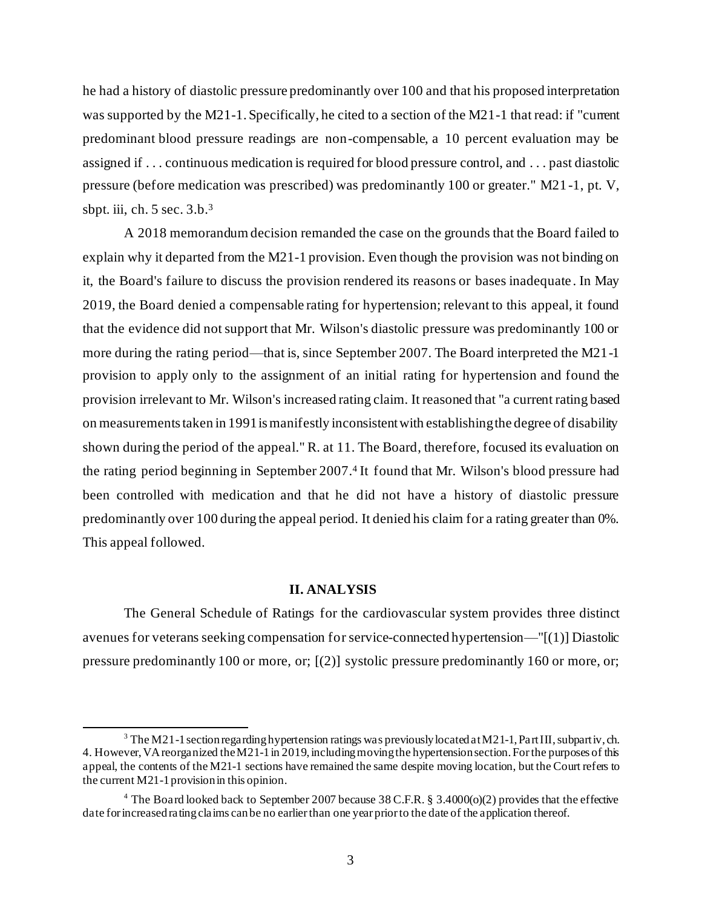he had a history of diastolic pressure predominantly over 100 and that his proposed interpretation was supported by the M21-1. Specifically, he cited to a section of the M21-1 that read: if "current predominant blood pressure readings are non-compensable, a 10 percent evaluation may be assigned if . . . continuous medication is required for blood pressure control, and . . . past diastolic pressure (before medication was prescribed) was predominantly 100 or greater." M21-1, pt. V, sbpt. iii, ch. 5 sec. 3.b.[3]

A 2018 memorandum decision remanded the case on the grounds that the Board failed to explain why it departed from the M21-1 provision. Even though the provision was not binding on it, the Board's failure to discuss the provision rendered its reasons or bases inadequate. In May 2019, the Board denied a compensable rating for hypertension; relevant to this appeal, it found that the evidence did not support that Mr. Wilson's diastolic pressure was predominantly 100 or more during the rating period—that is, since September 2007. The Board interpreted the M21-1 provision to apply only to the assignment of an initial rating for hypertension and found the provision irrelevant to Mr. Wilson's increased rating claim. It reasoned that "a current rating based on measurements taken in 1991 is manifestly inconsistent with establishing the degree of disability shown during the period of the appeal." R. at 11. The Board, therefore, focused its evaluation on the rating period beginning in September 2007.[4] It found that Mr. Wilson's blood pressure had been controlled with medication and that he did not have a history of diastolic pressure predominantly over 100 during the appeal period. It denied his claim for a rating greater than 0%. This appeal followed.

## II. ANALYSIS

The General Schedule of Ratings for the cardiovascular system provides three distinct avenues for veterans seeking compensation for service-connected hypertension—"[(1)] Diastolic pressure predominantly 100 or more, or; [(2)] systolic pressure predominantly 160 or more, or;

---

[3] The M21-1 section regarding hypertension ratings was previously located at M21-1, Part III, subpart iv, ch. 4. However, VA reorganized the M21-1 in 2019, including moving the hypertension section. For the purposes of this appeal, the contents of the M21-1 sections have remained the same despite moving location, but the Court refers to the current M21-1 provision in this opinion.

[4] The Board looked back to September 2007 because 38 C.F.R. § 3.4000(o)(2) provides that the effective date for increased rating claims can be no earlier than one year prior to the date of the application thereof.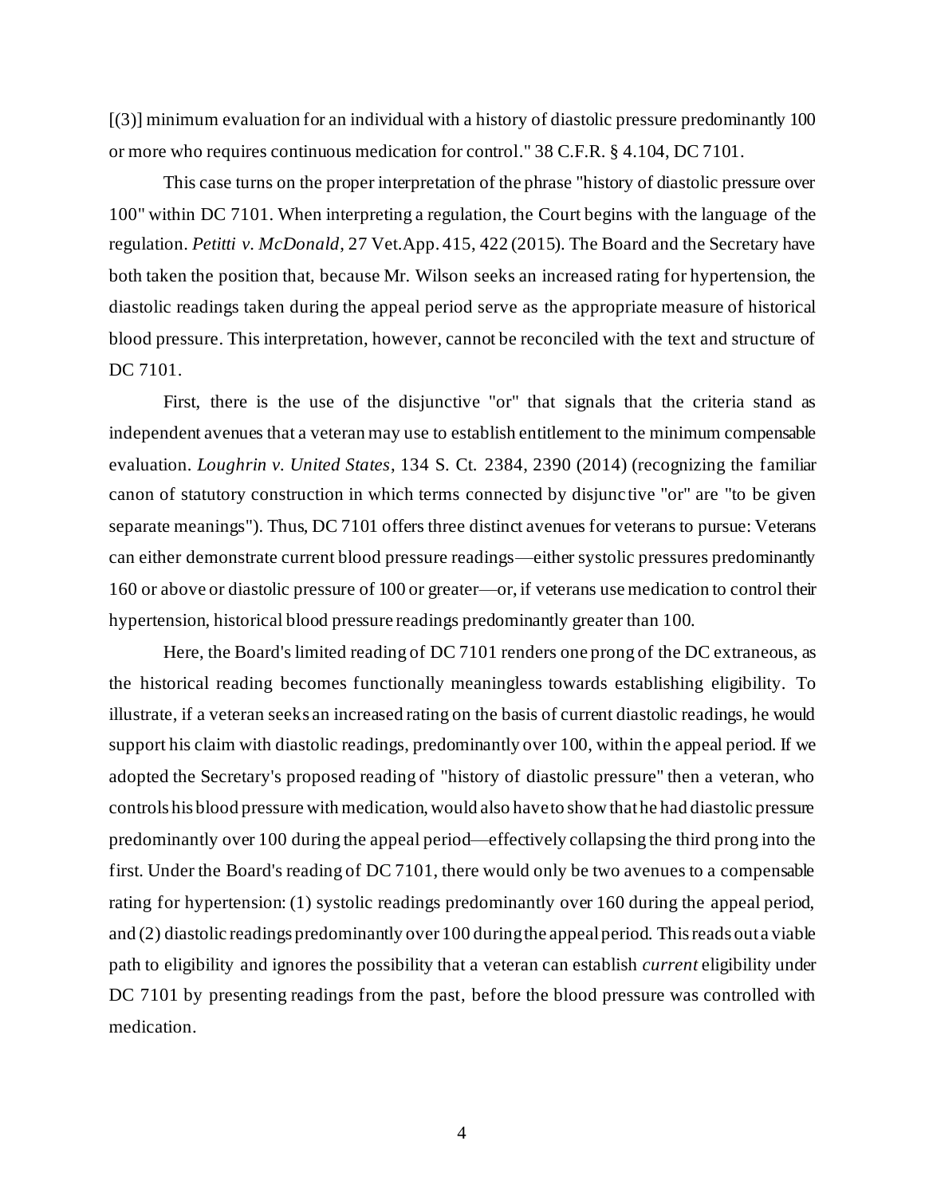[(3)] minimum evaluation for an individual with a history of diastolic pressure predominantly 100 or more who requires continuous medication for control." 38 C.F.R. § 4.104, DC 7101.

This case turns on the proper interpretation of the phrase "history of diastolic pressure over 100" within DC 7101. When interpreting a regulation, the Court begins with the language of the regulation. *Petitti v. McDonald*, 27 Vet.App. 415, 422 (2015). The Board and the Secretary have both taken the position that, because Mr. Wilson seeks an increased rating for hypertension, the diastolic readings taken during the appeal period serve as the appropriate measure of historical blood pressure. This interpretation, however, cannot be reconciled with the text and structure of DC 7101.

First, there is the use of the disjunctive "or" that signals that the criteria stand as independent avenues that a veteran may use to establish entitlement to the minimum compensable evaluation. *Loughrin v. United States*, 134 S. Ct. 2384, 2390 (2014) (recognizing the familiar canon of statutory construction in which terms connected by disjunctive "or" are "to be given separate meanings"). Thus, DC 7101 offers three distinct avenues for veterans to pursue: Veterans can either demonstrate current blood pressure readings—either systolic pressures predominantly 160 or above or diastolic pressure of 100 or greater—or, if veterans use medication to control their hypertension, historical blood pressure readings predominantly greater than 100.

Here, the Board's limited reading of DC 7101 renders one prong of the DC extraneous, as the historical reading becomes functionally meaningless towards establishing eligibility. To illustrate, if a veteran seeks an increased rating on the basis of current diastolic readings, he would support his claim with diastolic readings, predominantly over 100, within the appeal period. If we adopted the Secretary's proposed reading of "history of diastolic pressure" then a veteran, who controls his blood pressure with medication, would also have to show that he had diastolic pressure predominantly over 100 during the appeal period—effectively collapsing the third prong into the first. Under the Board's reading of DC 7101, there would only be two avenues to a compensable rating for hypertension: (1) systolic readings predominantly over 160 during the appeal period, and (2) diastolic readings predominantly over 100 during the appeal period. This reads out a viable path to eligibility and ignores the possibility that a veteran can establish *current* eligibility under DC 7101 by presenting readings from the past, before the blood pressure was controlled with medication.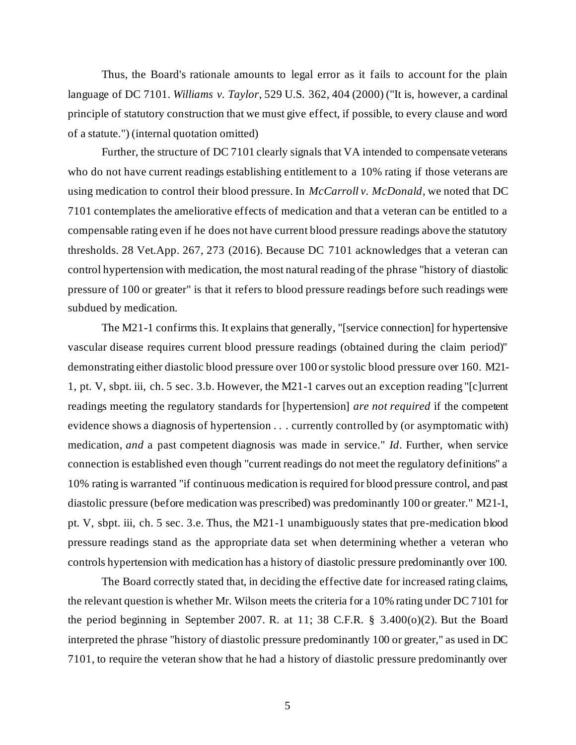Thus, the Board's rationale amounts to legal error as it fails to account for the plain language of DC 7101. *Williams v. Taylor*, 529 U.S. 362, 404 (2000) ("It is, however, a cardinal principle of statutory construction that we must give effect, if possible, to every clause and word of a statute.") (internal quotation omitted)

Further, the structure of DC 7101 clearly signals that VA intended to compensate veterans who do not have current readings establishing entitlement to a 10% rating if those veterans are using medication to control their blood pressure. In *McCarroll v. McDonald*, we noted that DC 7101 contemplates the ameliorative effects of medication and that a veteran can be entitled to a compensable rating even if he does not have current blood pressure readings above the statutory thresholds. 28 Vet.App. 267, 273 (2016). Because DC 7101 acknowledges that a veteran can control hypertension with medication, the most natural reading of the phrase "history of diastolic pressure of 100 or greater" is that it refers to blood pressure readings before such readings were subdued by medication.

The M21-1 confirms this. It explains that generally, "[service connection] for hypertensive vascular disease requires current blood pressure readings (obtained during the claim period)" demonstrating either diastolic blood pressure over 100 or systolic blood pressure over 160. M21-1, pt. V, sbpt. iii, ch. 5 sec. 3.b. However, the M21-1 carves out an exception reading "[c]urrent readings meeting the regulatory standards for [hypertension] *are not required* if the competent evidence shows a diagnosis of hypertension . . . currently controlled by (or asymptomatic with) medication, *and* a past competent diagnosis was made in service." *Id*. Further, when service connection is established even though "current readings do not meet the regulatory definitions" a 10% rating is warranted "if continuous medication is required for blood pressure control, and past diastolic pressure (before medication was prescribed) was predominantly 100 or greater." M21-1, pt. V, sbpt. iii, ch. 5 sec. 3.e. Thus, the M21-1 unambiguously states that pre-medication blood pressure readings stand as the appropriate data set when determining whether a veteran who controls hypertension with medication has a history of diastolic pressure predominantly over 100.

The Board correctly stated that, in deciding the effective date for increased rating claims, the relevant question is whether Mr. Wilson meets the criteria for a 10% rating under DC 7101 for the period beginning in September 2007. R. at 11; 38 C.F.R. § 3.400(o)(2). But the Board interpreted the phrase "history of diastolic pressure predominantly 100 or greater," as used in DC 7101, to require the veteran show that he had a history of diastolic pressure predominantly over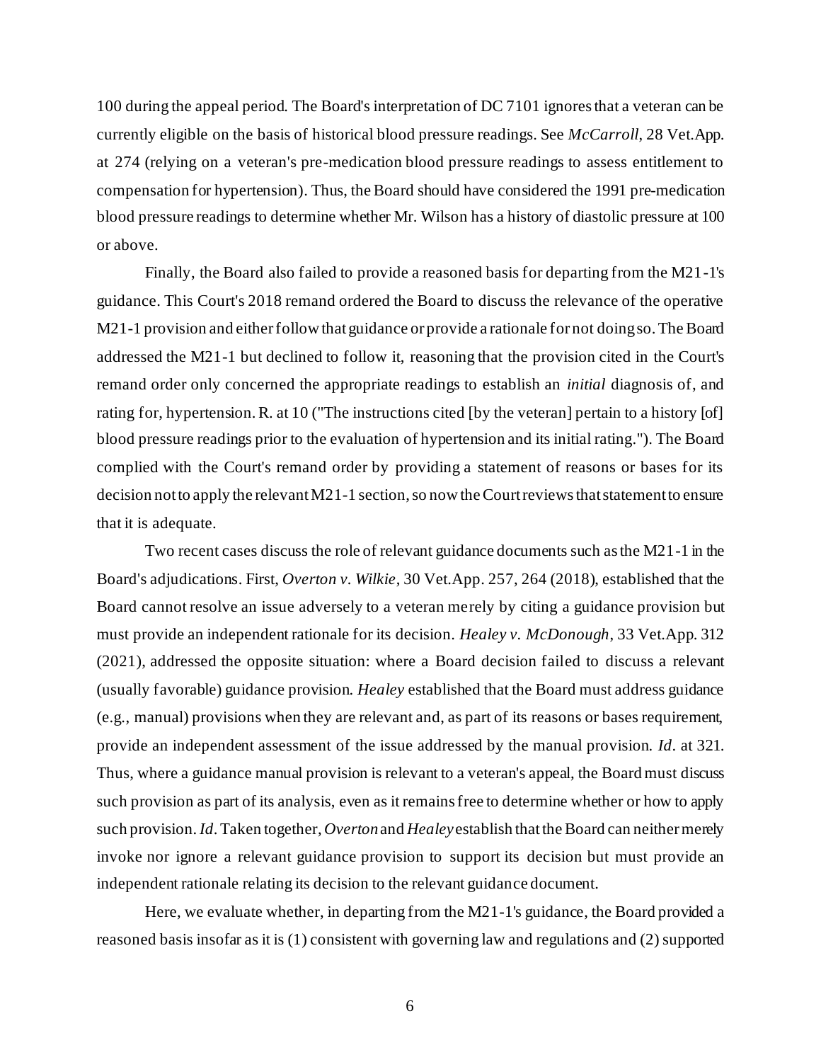100 during the appeal period. The Board's interpretation of DC 7101 ignores that a veteran can be currently eligible on the basis of historical blood pressure readings. See *McCarroll*, 28 Vet.App. at 274 (relying on a veteran's pre-medication blood pressure readings to assess entitlement to compensation for hypertension). Thus, the Board should have considered the 1991 pre-medication blood pressure readings to determine whether Mr. Wilson has a history of diastolic pressure at 100 or above.

Finally, the Board also failed to provide a reasoned basis for departing from the M21-1's guidance. This Court's 2018 remand ordered the Board to discuss the relevance of the operative M21-1 provision and either follow that guidance or provide a rationale for not doing so. The Board addressed the M21-1 but declined to follow it, reasoning that the provision cited in the Court's remand order only concerned the appropriate readings to establish an *initial* diagnosis of, and rating for, hypertension. R. at 10 ("The instructions cited [by the veteran] pertain to a history [of] blood pressure readings prior to the evaluation of hypertension and its initial rating."). The Board complied with the Court's remand order by providing a statement of reasons or bases for its decision not to apply the relevant M21-1 section, so now the Court reviews that statement to ensure that it is adequate.

Two recent cases discuss the role of relevant guidance documents such as the M21-1 in the Board's adjudications. First, *Overton v. Wilkie*, 30 Vet.App. 257, 264 (2018), established that the Board cannot resolve an issue adversely to a veteran merely by citing a guidance provision but must provide an independent rationale for its decision. *Healey v. McDonough*, 33 Vet.App. 312 (2021), addressed the opposite situation: where a Board decision failed to discuss a relevant (usually favorable) guidance provision. *Healey* established that the Board must address guidance (e.g., manual) provisions when they are relevant and, as part of its reasons or bases requirement, provide an independent assessment of the issue addressed by the manual provision. *Id*. at 321. Thus, where a guidance manual provision is relevant to a veteran's appeal, the Board must discuss such provision as part of its analysis, even as it remains free to determine whether or how to apply such provision. *Id*. Taken together, *Overton* and *Healey* establish that the Board can neither merely invoke nor ignore a relevant guidance provision to support its decision but must provide an independent rationale relating its decision to the relevant guidance document.

Here, we evaluate whether, in departing from the M21-1's guidance, the Board provided a reasoned basis insofar as it is (1) consistent with governing law and regulations and (2) supported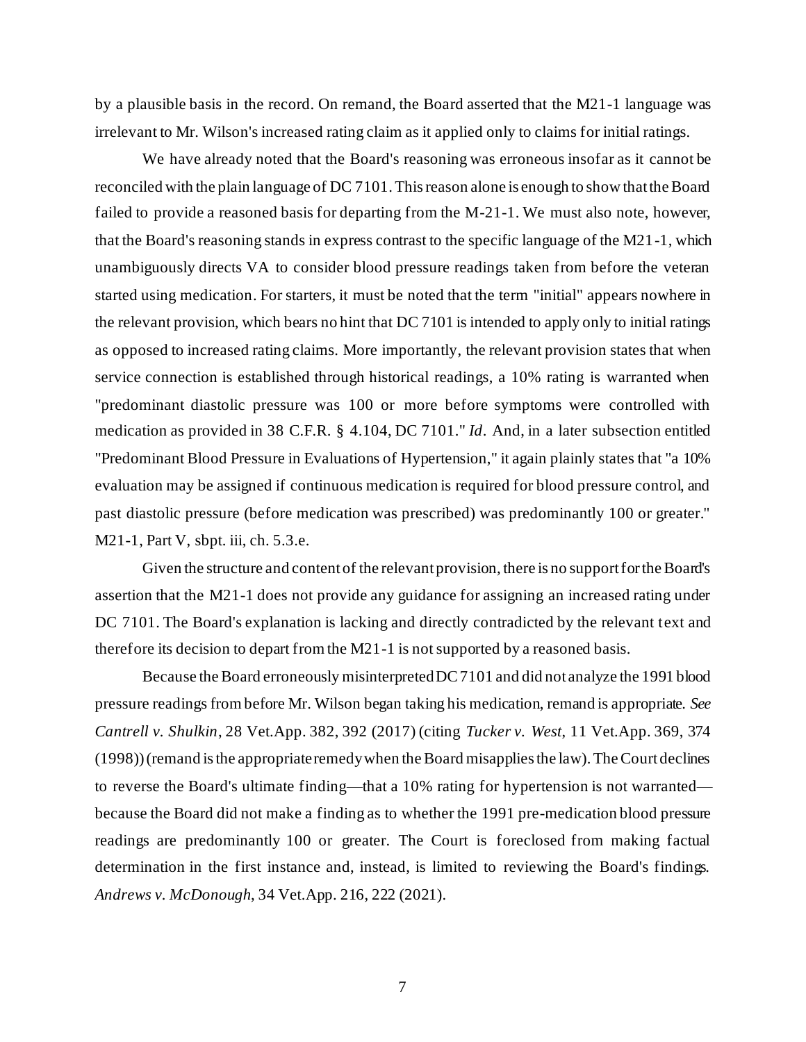by a plausible basis in the record. On remand, the Board asserted that the M21-1 language was irrelevant to Mr. Wilson's increased rating claim as it applied only to claims for initial ratings.

We have already noted that the Board's reasoning was erroneous insofar as it cannot be reconciled with the plain language of DC 7101. This reason alone is enough to show that the Board failed to provide a reasoned basis for departing from the M-21-1. We must also note, however, that the Board's reasoning stands in express contrast to the specific language of the M21-1, which unambiguously directs VA to consider blood pressure readings taken from before the veteran started using medication. For starters, it must be noted that the term "initial" appears nowhere in the relevant provision, which bears no hint that DC 7101 is intended to apply only to initial ratings as opposed to increased rating claims. More importantly, the relevant provision states that when service connection is established through historical readings, a 10% rating is warranted when "predominant diastolic pressure was 100 or more before symptoms were controlled with medication as provided in 38 C.F.R. § 4.104, DC 7101." *Id*. And, in a later subsection entitled "Predominant Blood Pressure in Evaluations of Hypertension," it again plainly states that "a 10% evaluation may be assigned if continuous medication is required for blood pressure control, and past diastolic pressure (before medication was prescribed) was predominantly 100 or greater." M21-1, Part V, sbpt. iii, ch. 5.3.e.

Given the structure and content of the relevant provision, there is no support for the Board's assertion that the M21-1 does not provide any guidance for assigning an increased rating under DC 7101. The Board's explanation is lacking and directly contradicted by the relevant text and therefore its decision to depart from the M21-1 is not supported by a reasoned basis.

Because the Board erroneously misinterpreted DC 7101 and did not analyze the 1991 blood pressure readings from before Mr. Wilson began taking his medication, remand is appropriate. *See Cantrell v. Shulkin*, 28 Vet.App. 382, 392 (2017) (citing *Tucker v. West*, 11 Vet.App. 369, 374 (1998)) (remand is the appropriate remedy when the Board misapplies the law). The Court declines to reverse the Board's ultimate finding—that a 10% rating for hypertension is not warranted—because the Board did not make a finding as to whether the 1991 pre-medication blood pressure readings are predominantly 100 or greater. The Court is foreclosed from making factual determination in the first instance and, instead, is limited to reviewing the Board's findings. *Andrews v. McDonough*, 34 Vet.App. 216, 222 (2021).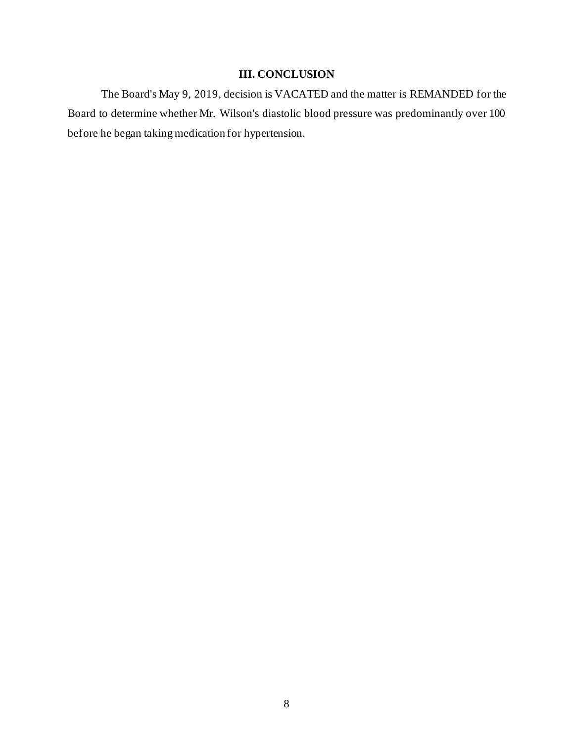## III. CONCLUSION

The Board's May 9, 2019, decision is VACATED and the matter is REMANDED for the Board to determine whether Mr. Wilson's diastolic blood pressure was predominantly over 100 before he began taking medication for hypertension.